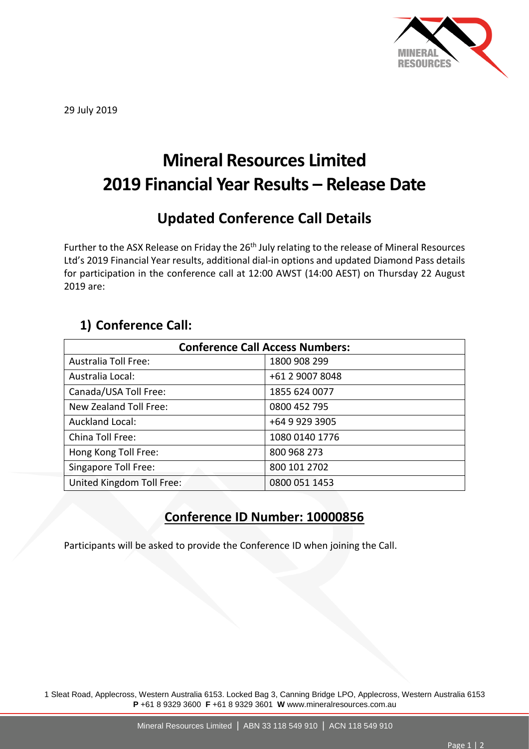29 July 2019

# Mineral Resources Limited
# 2019 Financial Year Results – Release Date

## Updated Conference Call Details

Further to the ASX Release on Friday the 26th July relating to the release of Mineral Resources Ltd's 2019 Financial Year results, additional dial-in options and updated Diamond Pass details for participation in the conference call at 12:00 AWST (14:00 AEST) on Thursday 22 August 2019 are:

## 1) Conference Call:

| Conference Call Access Numbers: | |
|---|---|
| Australia Toll Free: | 1800 908 299 |
| Australia Local: | +61 2 9007 8048 |
| Canada/USA Toll Free: | 1855 624 0077 |
| New Zealand Toll Free: | 0800 452 795 |
| Auckland Local: | +64 9 929 3905 |
| China Toll Free: | 1080 0140 1776 |
| Hong Kong Toll Free: | 800 968 273 |
| Singapore Toll Free: | 800 101 2702 |
| United Kingdom Toll Free: | 0800 051 1453 |

## Conference ID Number: 10000856

Participants will be asked to provide the Conference ID when joining the Call.

1 Sleat Road, Applecross, Western Australia 6153. Locked Bag 3, Canning Bridge LPO, Applecross, Western Australia 6153
**P** +61 8 9329 3600 **F** +61 8 9329 3601 **W** www.mineralresources.com.au

Mineral Resources Limited | ABN 33 118 549 910 | ACN 118 549 910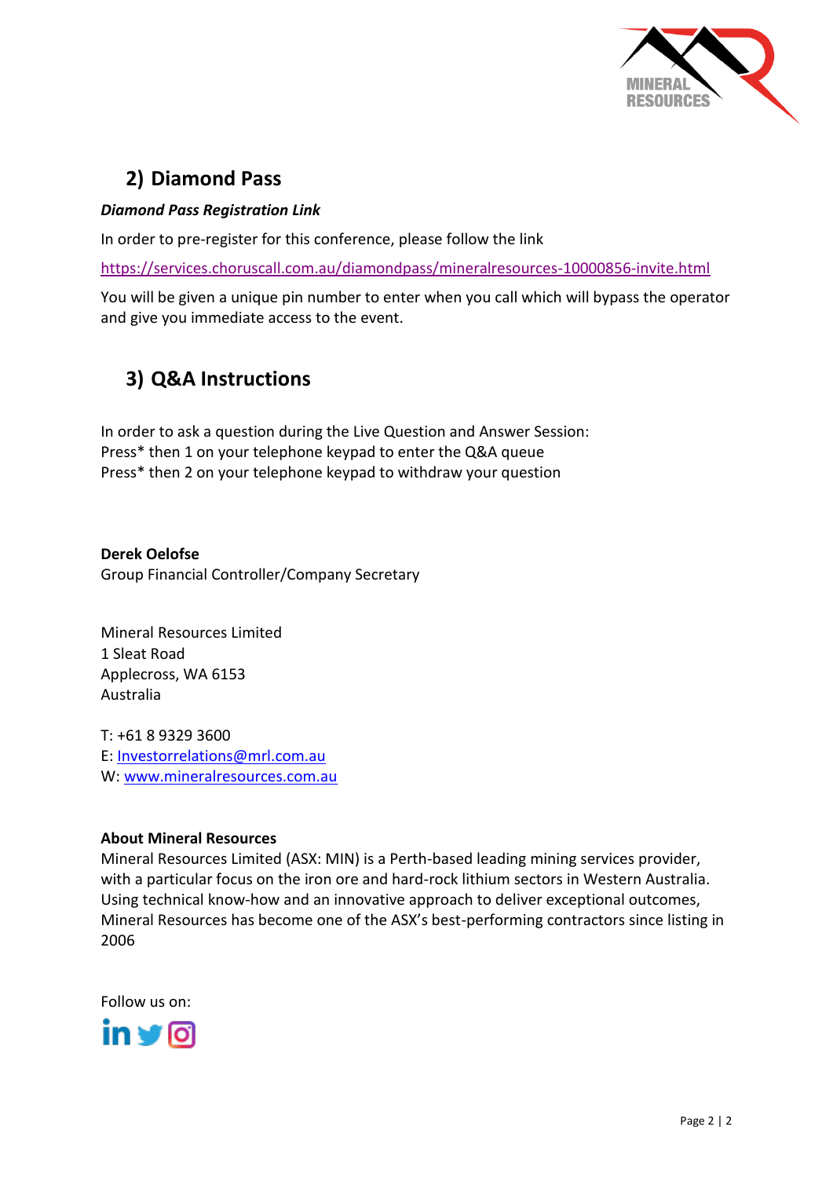## 2) Diamond Pass

***Diamond Pass Registration Link***

In order to pre-register for this conference, please follow the link

https://services.choruscall.com.au/diamondpass/mineralresources-10000856-invite.html

You will be given a unique pin number to enter when you call which will bypass the operator and give you immediate access to the event.

## 3) Q&A Instructions

In order to ask a question during the Live Question and Answer Session:
Press* then 1 on your telephone keypad to enter the Q&A queue
Press* then 2 on your telephone keypad to withdraw your question

**Derek Oelofse**
Group Financial Controller/Company Secretary

Mineral Resources Limited
1 Sleat Road
Applecross, WA 6153
Australia

T: +61 8 9329 3600
E: Investorrelations@mrl.com.au
W: www.mineralresources.com.au

**About Mineral Resources**
Mineral Resources Limited (ASX: MIN) is a Perth-based leading mining services provider, with a particular focus on the iron ore and hard-rock lithium sectors in Western Australia. Using technical know-how and an innovative approach to deliver exceptional outcomes, Mineral Resources has become one of the ASX's best-performing contractors since listing in 2006

Follow us on: